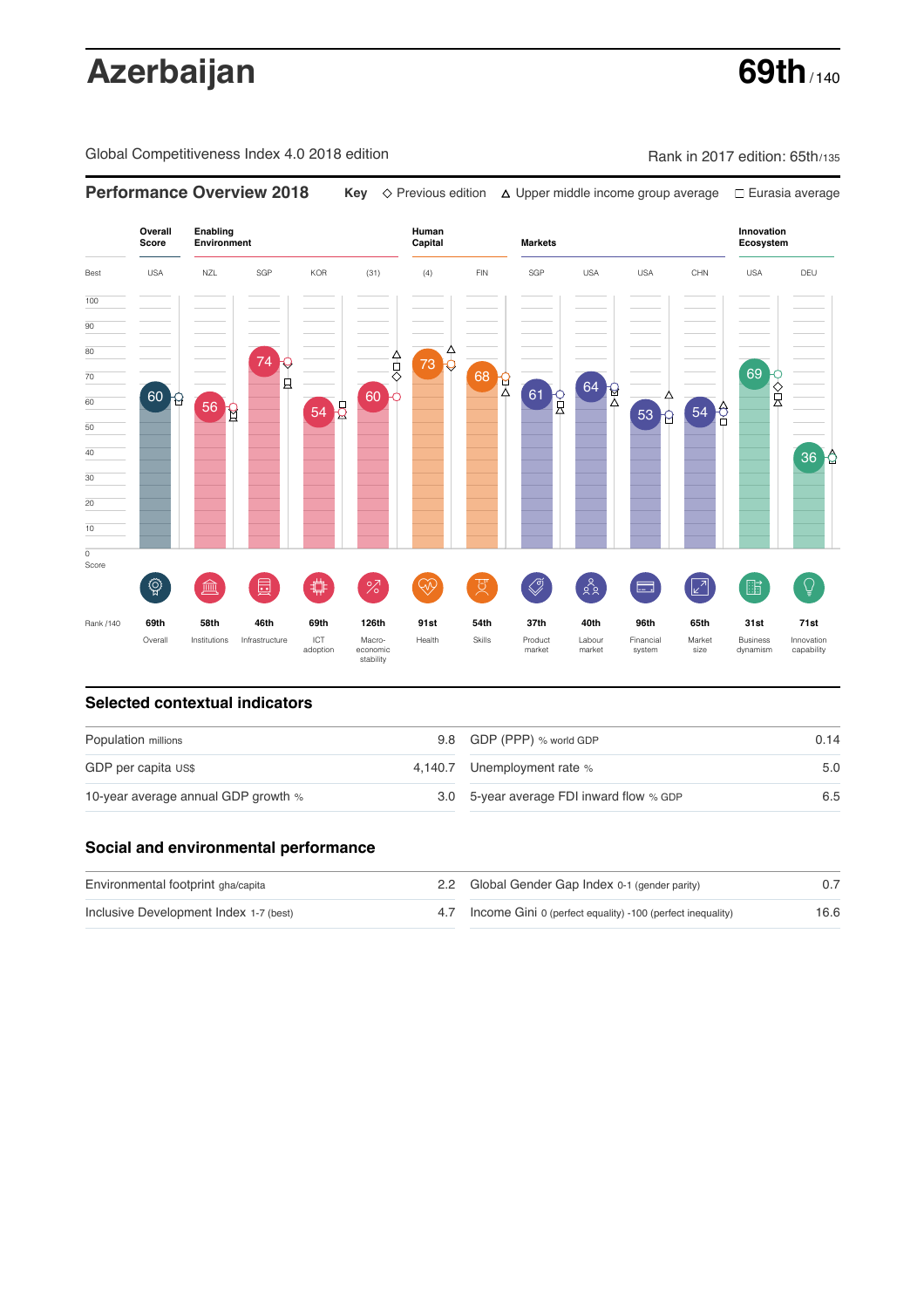# Azerbaijan

**69th** / 140

Global Competitiveness Index 4.0 2018 edition

Rank in 2017 edition: 65th/135

## Performance Overview 2018

**Key** ◇ Previous edition △ Upper middle income group average □ Eurasia average

| | Overall Score | Enabling Environment | | | | Human Capital | | Markets | | | | Innovation Ecosystem | |
|---|---|---|---|---|---|---|---|---|---|---|---|---|---|
| Best | USA | NZL | SGP | KOR | (31) | (4) | FIN | SGP | USA | USA | CHN | USA | DEU |
| Score | 60 | 56 | 74 | 54 | 60 | 73 | 68 | 61 | 64 | 53 | 54 | 69 | 36 |
| Rank /140 | 69th | 58th | 46th | 69th | 126th | 91st | 54th | 37th | 40th | 96th | 65th | 31st | 71st |
| | Overall | Institutions | Infrastructure | ICT adoption | Macro-economic stability | Health | Skills | Product market | Labour market | Financial system | Market size | Business dynamism | Innovation capability |

## Selected contextual indicators

| | | | |
|---|---|---|---|
| Population millions | 9.8 | GDP (PPP) % world GDP | 0.14 |
| GDP per capita US$ | 4,140.7 | Unemployment rate % | 5.0 |
| 10-year average annual GDP growth % | 3.0 | 5-year average FDI inward flow % GDP | 6.5 |

## Social and environmental performance

| | | | |
|---|---|---|---|
| Environmental footprint gha/capita | 2.2 | Global Gender Gap Index 0-1 (gender parity) | 0.7 |
| Inclusive Development Index 1-7 (best) | 4.7 | Income Gini 0 (perfect equality) -100 (perfect inequality) | 16.6 |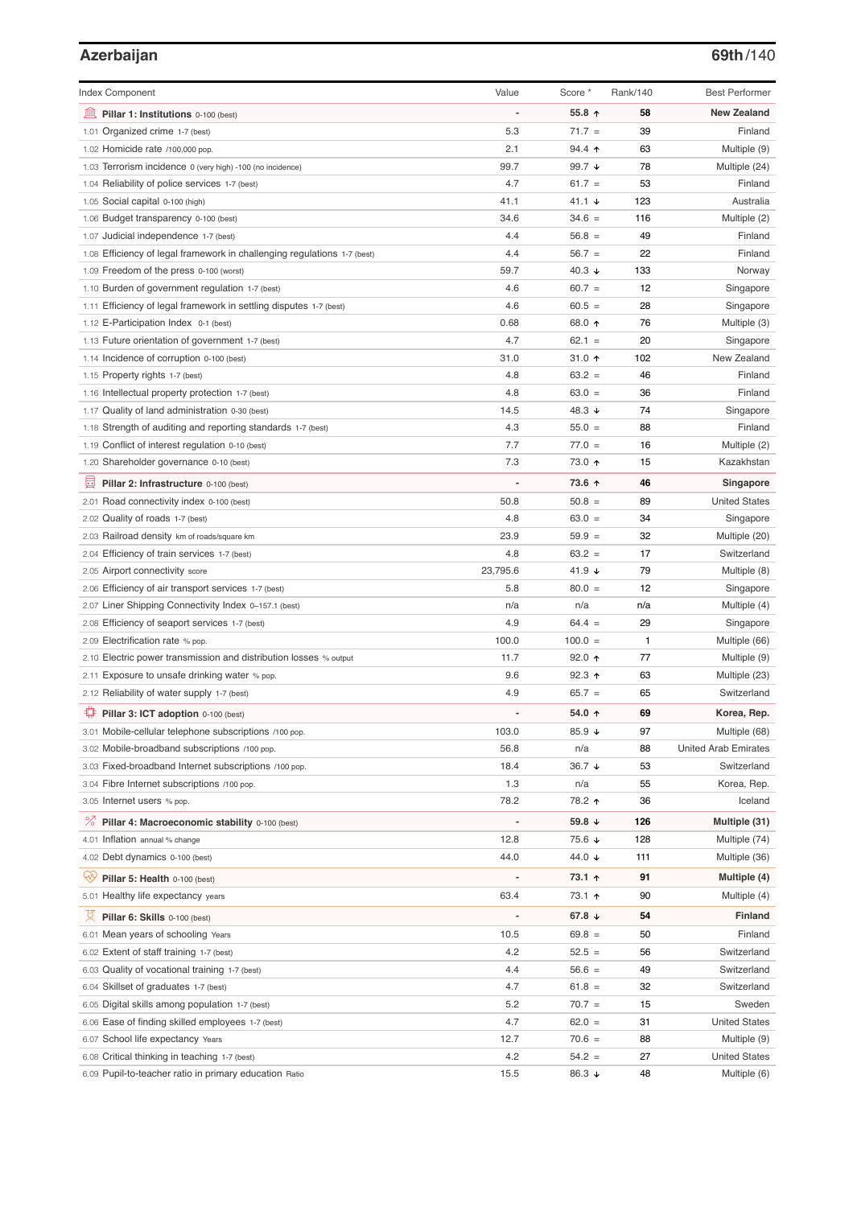## Azerbaijan

**69th**/140

| Index Component | Value | Score * | Rank/140 | Best Performer |
|---|---|---|---|---|
| **Pillar 1: Institutions** 0-100 (best) | - | **55.8 ↑** | **58** | **New Zealand** |
| 1.01 Organized crime 1-7 (best) | 5.3 | 71.7 = | 39 | Finland |
| 1.02 Homicide rate /100,000 pop. | 2.1 | 94.4 ↑ | 63 | Multiple (9) |
| 1.03 Terrorism incidence 0 (very high) -100 (no incidence) | 99.7 | 99.7 ↓ | 78 | Multiple (24) |
| 1.04 Reliability of police services 1-7 (best) | 4.7 | 61.7 = | 53 | Finland |
| 1.05 Social capital 0-100 (high) | 41.1 | 41.1 ↓ | 123 | Australia |
| 1.06 Budget transparency 0-100 (best) | 34.6 | 34.6 = | 116 | Multiple (2) |
| 1.07 Judicial independence 1-7 (best) | 4.4 | 56.8 = | 49 | Finland |
| 1.08 Efficiency of legal framework in challenging regulations 1-7 (best) | 4.4 | 56.7 = | 22 | Finland |
| 1.09 Freedom of the press 0-100 (worst) | 59.7 | 40.3 ↓ | 133 | Norway |
| 1.10 Burden of government regulation 1-7 (best) | 4.6 | 60.7 = | 12 | Singapore |
| 1.11 Efficiency of legal framework in settling disputes 1-7 (best) | 4.6 | 60.5 = | 28 | Singapore |
| 1.12 E-Participation Index 0-1 (best) | 0.68 | 68.0 ↑ | 76 | Multiple (3) |
| 1.13 Future orientation of government 1-7 (best) | 4.7 | 62.1 = | 20 | Singapore |
| 1.14 Incidence of corruption 0-100 (best) | 31.0 | 31.0 ↑ | 102 | New Zealand |
| 1.15 Property rights 1-7 (best) | 4.8 | 63.2 = | 46 | Finland |
| 1.16 Intellectual property protection 1-7 (best) | 4.8 | 63.0 = | 36 | Finland |
| 1.17 Quality of land administration 0-30 (best) | 14.5 | 48.3 ↓ | 74 | Singapore |
| 1.18 Strength of auditing and reporting standards 1-7 (best) | 4.3 | 55.0 = | 88 | Finland |
| 1.19 Conflict of interest regulation 0-10 (best) | 7.7 | 77.0 = | 16 | Multiple (2) |
| 1.20 Shareholder governance 0-10 (best) | 7.3 | 73.0 ↑ | 15 | Kazakhstan |
| **Pillar 2: Infrastructure** 0-100 (best) | - | **73.6 ↑** | **46** | **Singapore** |
| 2.01 Road connectivity index 0-100 (best) | 50.8 | 50.8 = | 89 | United States |
| 2.02 Quality of roads 1-7 (best) | 4.8 | 63.0 = | 34 | Singapore |
| 2.03 Railroad density km of roads/square km | 23.9 | 59.9 = | 32 | Multiple (20) |
| 2.04 Efficiency of train services 1-7 (best) | 4.8 | 63.2 = | 17 | Switzerland |
| 2.05 Airport connectivity score | 23,795.6 | 41.9 ↓ | 79 | Multiple (8) |
| 2.06 Efficiency of air transport services 1-7 (best) | 5.8 | 80.0 = | 12 | Singapore |
| 2.07 Liner Shipping Connectivity Index 0–157.1 (best) | n/a | n/a | n/a | Multiple (4) |
| 2.08 Efficiency of seaport services 1-7 (best) | 4.9 | 64.4 = | 29 | Singapore |
| 2.09 Electrification rate % pop. | 100.0 | 100.0 = | 1 | Multiple (66) |
| 2.10 Electric power transmission and distribution losses % output | 11.7 | 92.0 ↑ | 77 | Multiple (9) |
| 2.11 Exposure to unsafe drinking water % pop. | 9.6 | 92.3 ↑ | 63 | Multiple (23) |
| 2.12 Reliability of water supply 1-7 (best) | 4.9 | 65.7 = | 65 | Switzerland |
| **Pillar 3: ICT adoption** 0-100 (best) | - | **54.0 ↑** | **69** | **Korea, Rep.** |
| 3.01 Mobile-cellular telephone subscriptions /100 pop. | 103.0 | 85.9 ↓ | 97 | Multiple (68) |
| 3.02 Mobile-broadband subscriptions /100 pop. | 56.8 | n/a | 88 | United Arab Emirates |
| 3.03 Fixed-broadband Internet subscriptions /100 pop. | 18.4 | 36.7 ↓ | 53 | Switzerland |
| 3.04 Fibre Internet subscriptions /100 pop. | 1.3 | n/a | 55 | Korea, Rep. |
| 3.05 Internet users % pop. | 78.2 | 78.2 ↑ | 36 | Iceland |
| **Pillar 4: Macroeconomic stability** 0-100 (best) | - | **59.8 ↓** | **126** | **Multiple (31)** |
| 4.01 Inflation annual % change | 12.8 | 75.6 ↓ | 128 | Multiple (74) |
| 4.02 Debt dynamics 0-100 (best) | 44.0 | 44.0 ↓ | 111 | Multiple (36) |
| **Pillar 5: Health** 0-100 (best) | - | **73.1 ↑** | **91** | **Multiple (4)** |
| 5.01 Healthy life expectancy years | 63.4 | 73.1 ↑ | 90 | Multiple (4) |
| **Pillar 6: Skills** 0-100 (best) | - | **67.8 ↓** | **54** | **Finland** |
| 6.01 Mean years of schooling Years | 10.5 | 69.8 = | 50 | Finland |
| 6.02 Extent of staff training 1-7 (best) | 4.2 | 52.5 = | 56 | Switzerland |
| 6.03 Quality of vocational training 1-7 (best) | 4.4 | 56.6 = | 49 | Switzerland |
| 6.04 Skillset of graduates 1-7 (best) | 4.7 | 61.8 = | 32 | Switzerland |
| 6.05 Digital skills among population 1-7 (best) | 5.2 | 70.7 = | 15 | Sweden |
| 6.06 Ease of finding skilled employees 1-7 (best) | 4.7 | 62.0 = | 31 | United States |
| 6.07 School life expectancy Years | 12.7 | 70.6 = | 88 | Multiple (9) |
| 6.08 Critical thinking in teaching 1-7 (best) | 4.2 | 54.2 = | 27 | United States |
| 6.09 Pupil-to-teacher ratio in primary education Ratio | 15.5 | 86.3 ↓ | 48 | Multiple (6) |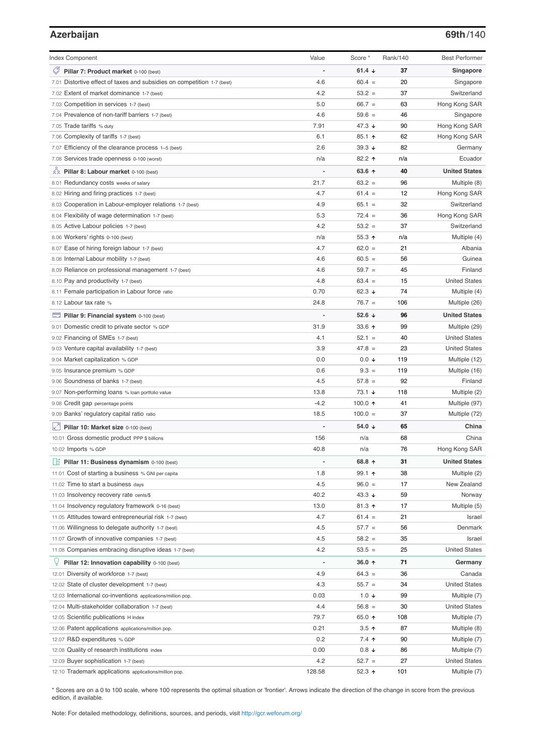## Azerbaijan

**69th**/140

| Index Component | Value | Score * | Rank/140 | Best Performer |
|---|---|---|---|---|
| **Pillar 7: Product market** 0-100 (best) | - | **61.4 ↓** | **37** | **Singapore** |
| 7.01 Distortive effect of taxes and subsidies on competition 1-7 (best) | 4.6 | 60.4 = | 20 | Singapore |
| 7.02 Extent of market dominance 1-7 (best) | 4.2 | 53.2 = | 37 | Switzerland |
| 7.03 Competition in services 1-7 (best) | 5.0 | 66.7 = | 63 | Hong Kong SAR |
| 7.04 Prevalence of non-tariff barriers 1-7 (best) | 4.6 | 59.6 = | 46 | Singapore |
| 7.05 Trade tariffs % duty | 7.91 | 47.3 ↓ | 90 | Hong Kong SAR |
| 7.06 Complexity of tariffs 1-7 (best) | 6.1 | 85.1 ↑ | 62 | Hong Kong SAR |
| 7.07 Efficiency of the clearance process 1–5 (best) | 2.6 | 39.3 ↓ | 82 | Germany |
| 7.08 Services trade openness 0-100 (worst) | n/a | 82.2 ↑ | n/a | Ecuador |
| **Pillar 8: Labour market** 0-100 (best) | - | **63.6 ↑** | **40** | **United States** |
| 8.01 Redundancy costs weeks of salary | 21.7 | 63.2 = | 96 | Multiple (8) |
| 8.02 Hiring and firing practices 1-7 (best) | 4.7 | 61.4 = | 12 | Hong Kong SAR |
| 8.03 Cooperation in Labour-employer relations 1-7 (best) | 4.9 | 65.1 = | 32 | Switzerland |
| 8.04 Flexibility of wage determination 1-7 (best) | 5.3 | 72.4 = | 36 | Hong Kong SAR |
| 8.05 Active Labour policies 1-7 (best) | 4.2 | 53.2 = | 37 | Switzerland |
| 8.06 Workers' rights 0-100 (best) | n/a | 55.3 ↑ | n/a | Multiple (4) |
| 8.07 Ease of hiring foreign labour 1-7 (best) | 4.7 | 62.0 = | 21 | Albania |
| 8.08 Internal Labour mobility 1-7 (best) | 4.6 | 60.5 = | 56 | Guinea |
| 8.09 Reliance on professional management 1-7 (best) | 4.6 | 59.7 = | 45 | Finland |
| 8.10 Pay and productivity 1-7 (best) | 4.8 | 63.4 = | 15 | United States |
| 8.11 Female participation in Labour force ratio | 0.70 | 62.3 ↓ | 74 | Multiple (4) |
| 8.12 Labour tax rate % | 24.8 | 76.7 = | 106 | Multiple (26) |
| **Pillar 9: Financial system** 0-100 (best) | - | **52.6 ↓** | **96** | **United States** |
| 9.01 Domestic credit to private sector % GDP | 31.9 | 33.6 ↑ | 99 | Multiple (29) |
| 9.02 Financing of SMEs 1-7 (best) | 4.1 | 52.1 = | 40 | United States |
| 9.03 Venture capital availability 1-7 (best) | 3.9 | 47.8 = | 23 | United States |
| 9.04 Market capitalization % GDP | 0.0 | 0.0 ↓ | 119 | Multiple (12) |
| 9.05 Insurance premium % GDP | 0.6 | 9.3 = | 119 | Multiple (16) |
| 9.06 Soundness of banks 1-7 (best) | 4.5 | 57.8 = | 92 | Finland |
| 9.07 Non-performing loans % loan portfolio value | 13.8 | 73.1 ↓ | 118 | Multiple (2) |
| 9.08 Credit gap percentage points | -4.2 | 100.0 ↑ | 41 | Multiple (97) |
| 9.09 Banks' regulatory capital ratio ratio | 18.5 | 100.0 = | 37 | Multiple (72) |
| **Pillar 10: Market size** 0-100 (best) | - | **54.0 ↓** | **65** | **China** |
| 10.01 Gross domestic product PPP $ billions | 156 | n/a | 68 | China |
| 10.02 Imports % GDP | 40.8 | n/a | 76 | Hong Kong SAR |
| **Pillar 11: Business dynamism** 0-100 (best) | - | **68.8 ↑** | **31** | **United States** |
| 11.01 Cost of starting a business % GNI per capita | 1.8 | 99.1 ↑ | 38 | Multiple (2) |
| 11.02 Time to start a business days | 4.5 | 96.0 = | 17 | New Zealand |
| 11.03 Insolvency recovery rate cents/$ | 40.2 | 43.3 ↓ | 59 | Norway |
| 11.04 Insolvency regulatory framework 0-16 (best) | 13.0 | 81.3 ↑ | 17 | Multiple (5) |
| 11.05 Attitudes toward entrepreneurial risk 1-7 (best) | 4.7 | 61.4 = | 21 | Israel |
| 11.06 Willingness to delegate authority 1-7 (best) | 4.5 | 57.7 = | 56 | Denmark |
| 11.07 Growth of innovative companies 1-7 (best) | 4.5 | 58.2 = | 35 | Israel |
| 11.08 Companies embracing disruptive ideas 1-7 (best) | 4.2 | 53.5 = | 25 | United States |
| **Pillar 12: Innovation capability** 0-100 (best) | - | **36.0 ↑** | **71** | **Germany** |
| 12.01 Diversity of workforce 1-7 (best) | 4.9 | 64.3 = | 36 | Canada |
| 12.02 State of cluster development 1-7 (best) | 4.3 | 55.7 = | 34 | United States |
| 12.03 International co-inventions applications/million pop. | 0.03 | 1.0 ↓ | 99 | Multiple (7) |
| 12.04 Multi-stakeholder collaboration 1-7 (best) | 4.4 | 56.8 = | 30 | United States |
| 12.05 Scientific publications H Index | 79.7 | 65.0 ↑ | 108 | Multiple (7) |
| 12.06 Patent applications applications/million pop. | 0.21 | 3.5 ↑ | 87 | Multiple (8) |
| 12.07 R&D expenditures % GDP | 0.2 | 7.4 ↑ | 90 | Multiple (7) |
| 12.08 Quality of research institutions index | 0.00 | 0.8 ↓ | 86 | Multiple (7) |
| 12.09 Buyer sophistication 1-7 (best) | 4.2 | 52.7 = | 27 | United States |
| 12.10 Trademark applications applications/million pop. | 128.58 | 52.3 ↑ | 101 | Multiple (7) |

* Scores are on a 0 to 100 scale, where 100 represents the optimal situation or 'frontier'. Arrows indicate the direction of the change in score from the previous edition, if available.

Note: For detailed methodology, definitions, sources, and periods, visit http://gcr.weforum.org/